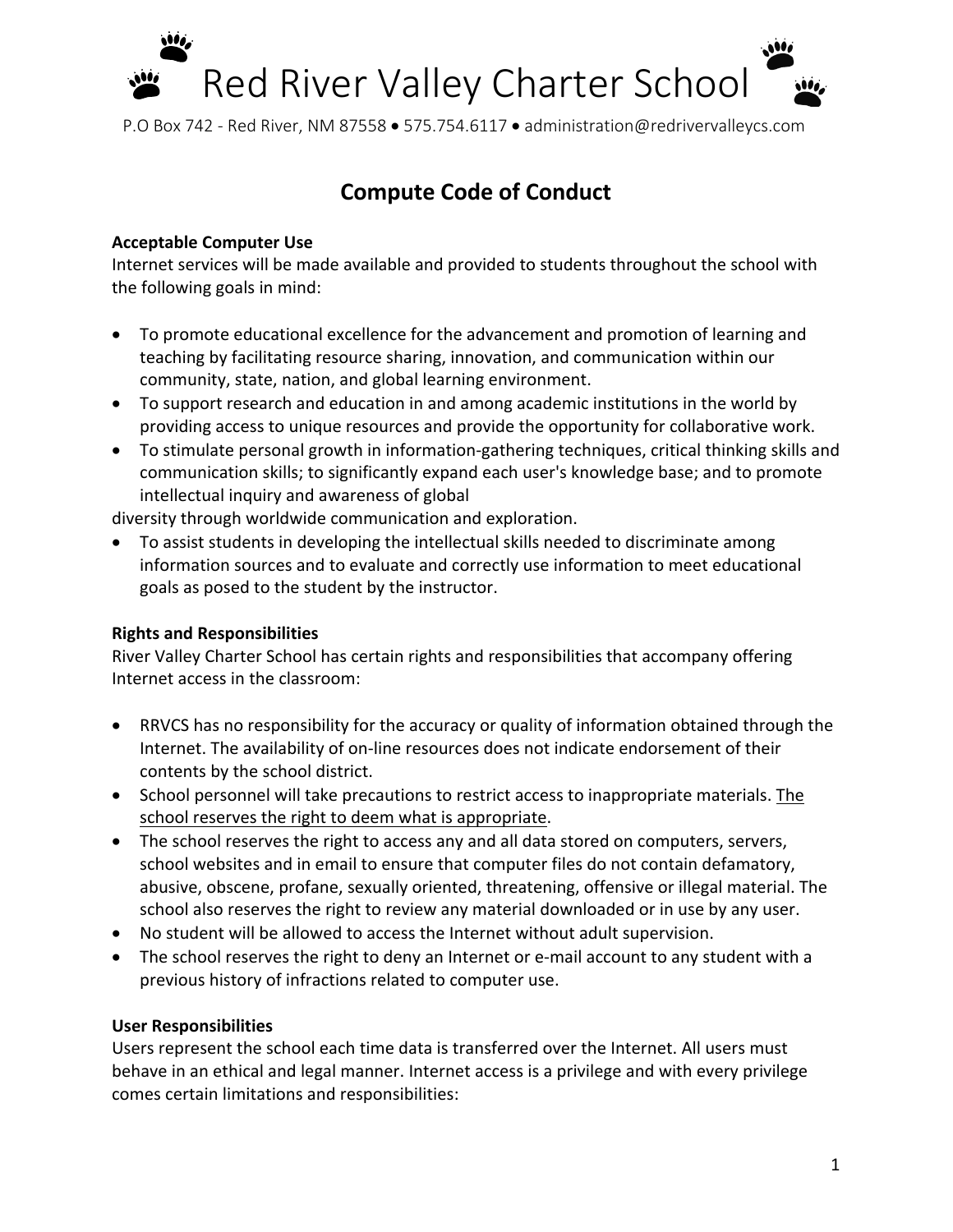# Red River Valley Charter School

P.O Box 742 - Red River, NM 87558 • 575.754.6117 • administration@redrivervalleycs.com

## Compute Code of Conduct

**Acceptable Computer Use**

Internet services will be made available and provided to students throughout the school with the following goals in mind:

- To promote educational excellence for the advancement and promotion of learning and teaching by facilitating resource sharing, innovation, and communication within our community, state, nation, and global learning environment.
- To support research and education in and among academic institutions in the world by providing access to unique resources and provide the opportunity for collaborative work.
- To stimulate personal growth in information-gathering techniques, critical thinking skills and communication skills; to significantly expand each user's knowledge base; and to promote intellectual inquiry and awareness of global

diversity through worldwide communication and exploration.

- To assist students in developing the intellectual skills needed to discriminate among information sources and to evaluate and correctly use information to meet educational goals as posed to the student by the instructor.

**Rights and Responsibilities**

River Valley Charter School has certain rights and responsibilities that accompany offering Internet access in the classroom:

- RRVCS has no responsibility for the accuracy or quality of information obtained through the Internet. The availability of on-line resources does not indicate endorsement of their contents by the school district.
- School personnel will take precautions to restrict access to inappropriate materials. <u>The school reserves the right to deem what is appropriate</u>.
- The school reserves the right to access any and all data stored on computers, servers, school websites and in email to ensure that computer files do not contain defamatory, abusive, obscene, profane, sexually oriented, threatening, offensive or illegal material. The school also reserves the right to review any material downloaded or in use by any user.
- No student will be allowed to access the Internet without adult supervision.
- The school reserves the right to deny an Internet or e-mail account to any student with a previous history of infractions related to computer use.

**User Responsibilities**

Users represent the school each time data is transferred over the Internet. All users must behave in an ethical and legal manner. Internet access is a privilege and with every privilege comes certain limitations and responsibilities: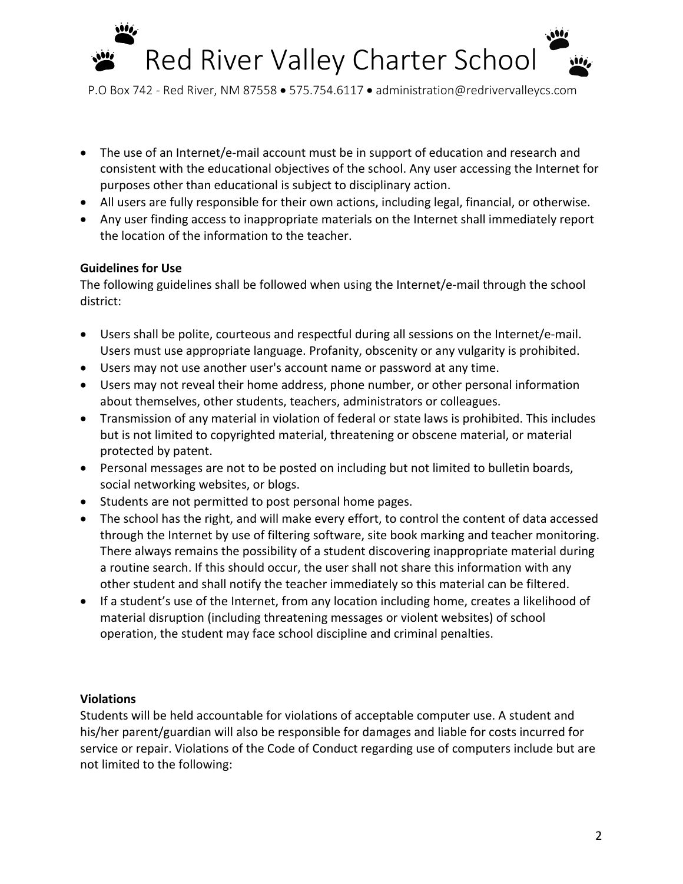- The use of an Internet/e-mail account must be in support of education and research and consistent with the educational objectives of the school. Any user accessing the Internet for purposes other than educational is subject to disciplinary action.
- All users are fully responsible for their own actions, including legal, financial, or otherwise.
- Any user finding access to inappropriate materials on the Internet shall immediately report the location of the information to the teacher.

**Guidelines for Use**

The following guidelines shall be followed when using the Internet/e-mail through the school district:

- Users shall be polite, courteous and respectful during all sessions on the Internet/e-mail. Users must use appropriate language. Profanity, obscenity or any vulgarity is prohibited.
- Users may not use another user's account name or password at any time.
- Users may not reveal their home address, phone number, or other personal information about themselves, other students, teachers, administrators or colleagues.
- Transmission of any material in violation of federal or state laws is prohibited. This includes but is not limited to copyrighted material, threatening or obscene material, or material protected by patent.
- Personal messages are not to be posted on including but not limited to bulletin boards, social networking websites, or blogs.
- Students are not permitted to post personal home pages.
- The school has the right, and will make every effort, to control the content of data accessed through the Internet by use of filtering software, site book marking and teacher monitoring. There always remains the possibility of a student discovering inappropriate material during a routine search. If this should occur, the user shall not share this information with any other student and shall notify the teacher immediately so this material can be filtered.
- If a student's use of the Internet, from any location including home, creates a likelihood of material disruption (including threatening messages or violent websites) of school operation, the student may face school discipline and criminal penalties.

**Violations**

Students will be held accountable for violations of acceptable computer use. A student and his/her parent/guardian will also be responsible for damages and liable for costs incurred for service or repair. Violations of the Code of Conduct regarding use of computers include but are not limited to the following: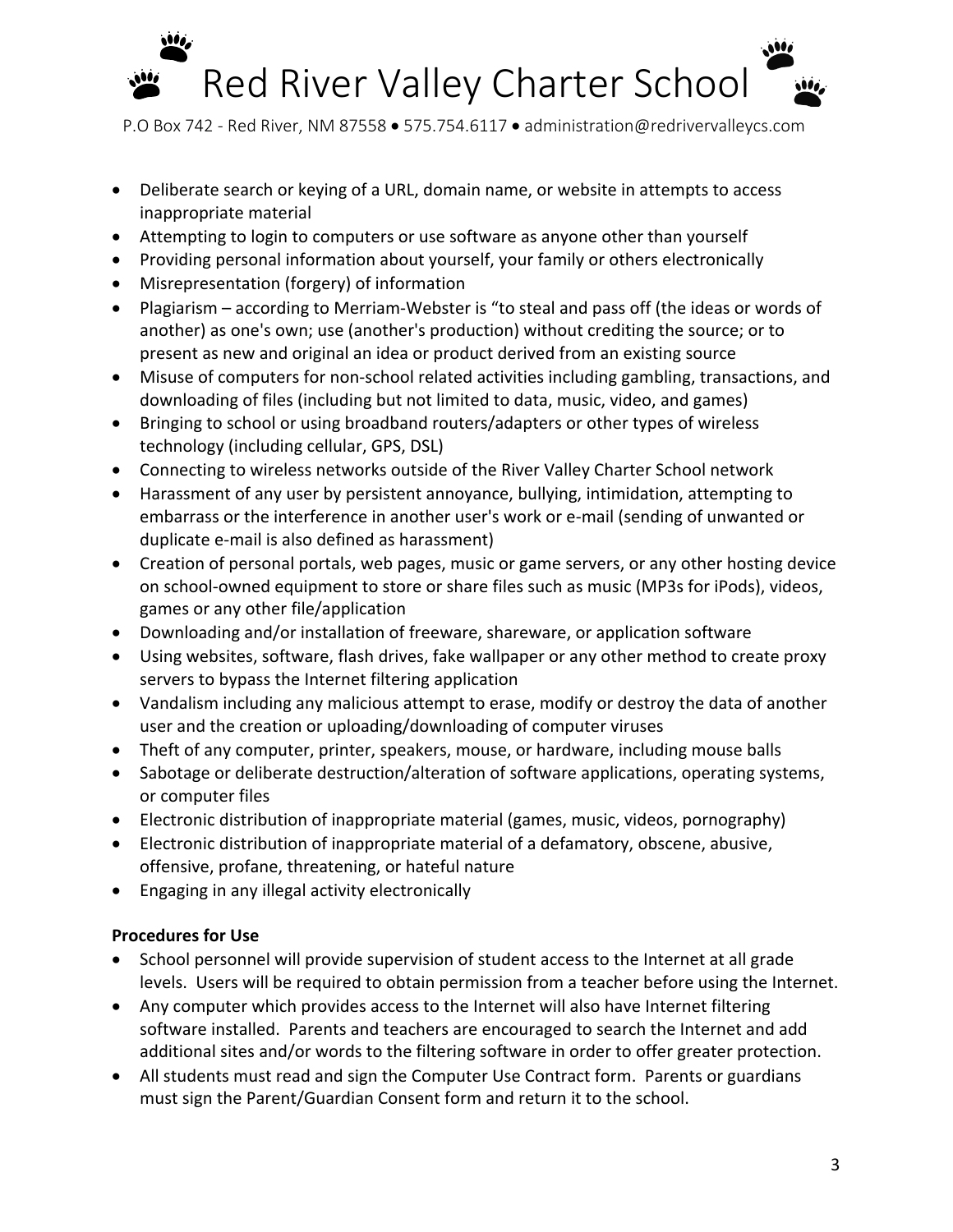- Deliberate search or keying of a URL, domain name, or website in attempts to access inappropriate material
- Attempting to login to computers or use software as anyone other than yourself
- Providing personal information about yourself, your family or others electronically
- Misrepresentation (forgery) of information
- Plagiarism – according to Merriam-Webster is "to steal and pass off (the ideas or words of another) as one's own; use (another's production) without crediting the source; or to present as new and original an idea or product derived from an existing source
- Misuse of computers for non-school related activities including gambling, transactions, and downloading of files (including but not limited to data, music, video, and games)
- Bringing to school or using broadband routers/adapters or other types of wireless technology (including cellular, GPS, DSL)
- Connecting to wireless networks outside of the River Valley Charter School network
- Harassment of any user by persistent annoyance, bullying, intimidation, attempting to embarrass or the interference in another user's work or e-mail (sending of unwanted or duplicate e-mail is also defined as harassment)
- Creation of personal portals, web pages, music or game servers, or any other hosting device on school-owned equipment to store or share files such as music (MP3s for iPods), videos, games or any other file/application
- Downloading and/or installation of freeware, shareware, or application software
- Using websites, software, flash drives, fake wallpaper or any other method to create proxy servers to bypass the Internet filtering application
- Vandalism including any malicious attempt to erase, modify or destroy the data of another user and the creation or uploading/downloading of computer viruses
- Theft of any computer, printer, speakers, mouse, or hardware, including mouse balls
- Sabotage or deliberate destruction/alteration of software applications, operating systems, or computer files
- Electronic distribution of inappropriate material (games, music, videos, pornography)
- Electronic distribution of inappropriate material of a defamatory, obscene, abusive, offensive, profane, threatening, or hateful nature
- Engaging in any illegal activity electronically

**Procedures for Use**

- School personnel will provide supervision of student access to the Internet at all grade levels. Users will be required to obtain permission from a teacher before using the Internet.
- Any computer which provides access to the Internet will also have Internet filtering software installed. Parents and teachers are encouraged to search the Internet and add additional sites and/or words to the filtering software in order to offer greater protection.
- All students must read and sign the Computer Use Contract form. Parents or guardians must sign the Parent/Guardian Consent form and return it to the school.